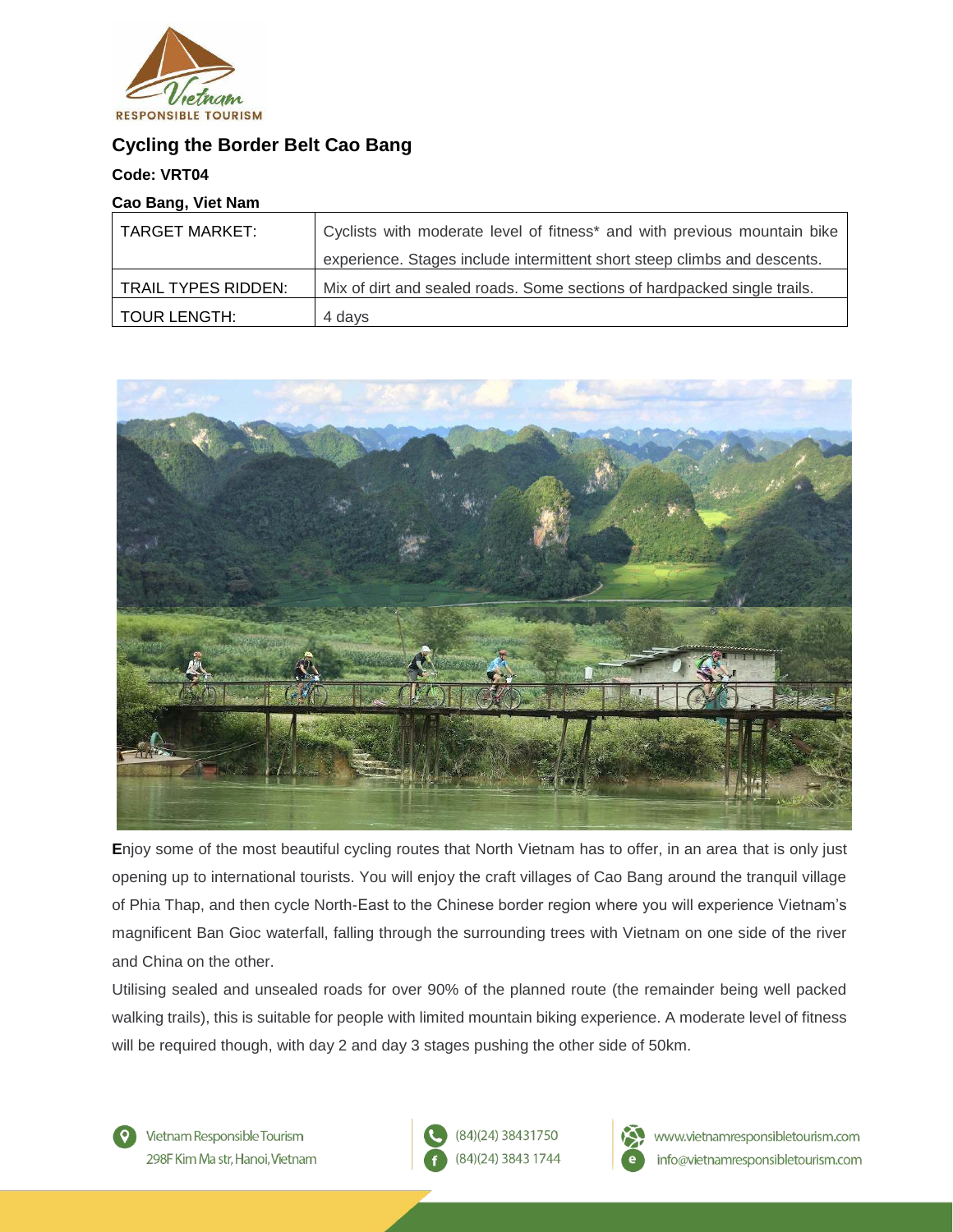# Cycling the Border Belt Cao Bang

**Code: VRT04**

**Cao Bang, Viet Nam**

| | |
|---|---|
| TARGET MARKET: | Cyclists with moderate level of fitness* and with previous mountain bike experience. Stages include intermittent short steep climbs and descents. |
| TRAIL TYPES RIDDEN: | Mix of dirt and sealed roads. Some sections of hardpacked single trails. |
| TOUR LENGTH: | 4 days |

**E**njoy some of the most beautiful cycling routes that North Vietnam has to offer, in an area that is only just opening up to international tourists. You will enjoy the craft villages of Cao Bang around the tranquil village of Phia Thap, and then cycle North-East to the Chinese border region where you will experience Vietnam's magnificent Ban Gioc waterfall, falling through the surrounding trees with Vietnam on one side of the river and China on the other.

Utilising sealed and unsealed roads for over 90% of the planned route (the remainder being well packed walking trails), this is suitable for people with limited mountain biking experience. A moderate level of fitness will be required though, with day 2 and day 3 stages pushing the other side of 50km.

Vietnam Responsible Tourism
298F Kim Ma str, Hanoi, Vietnam
(84)(24) 38431750
(84)(24) 3843 1744
www.vietnamresponsibletourism.com
info@vietnamresponsibletourism.com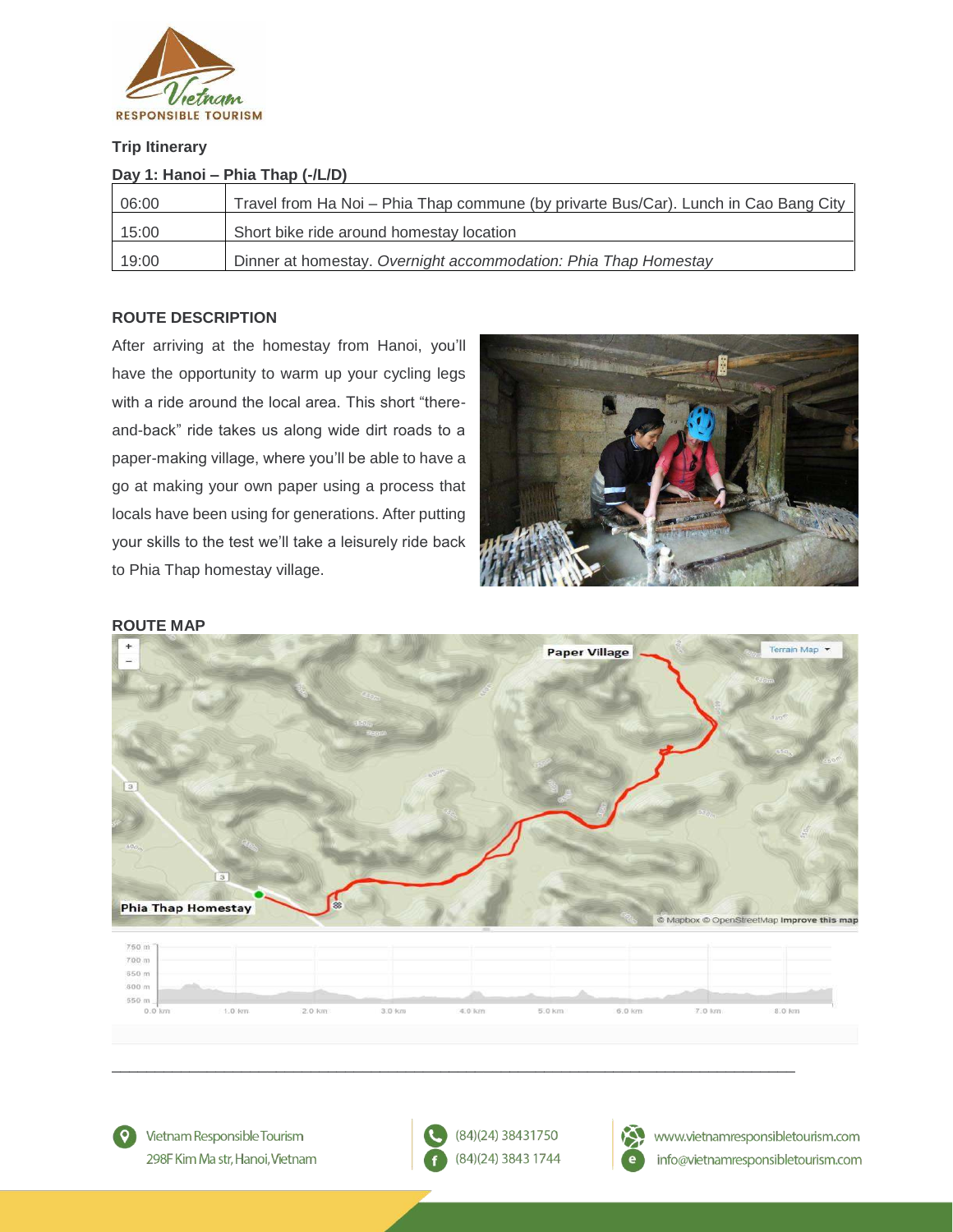**Trip Itinerary**

**Day 1: Hanoi – Phia Thap (-/L/D)**

| | |
|---|---|
| 06:00 | Travel from Ha Noi – Phia Thap commune (by privarte Bus/Car). Lunch in Cao Bang City |
| 15:00 | Short bike ride around homestay location |
| 19:00 | Dinner at homestay. *Overnight accommodation: Phia Thap Homestay* |

**ROUTE DESCRIPTION**

After arriving at the homestay from Hanoi, you'll have the opportunity to warm up your cycling legs with a ride around the local area. This short "there-and-back" ride takes us along wide dirt roads to a paper-making village, where you'll be able to have a go at making your own paper using a process that locals have been using for generations. After putting your skills to the test we'll take a leisurely ride back to Phia Thap homestay village.

**ROUTE MAP**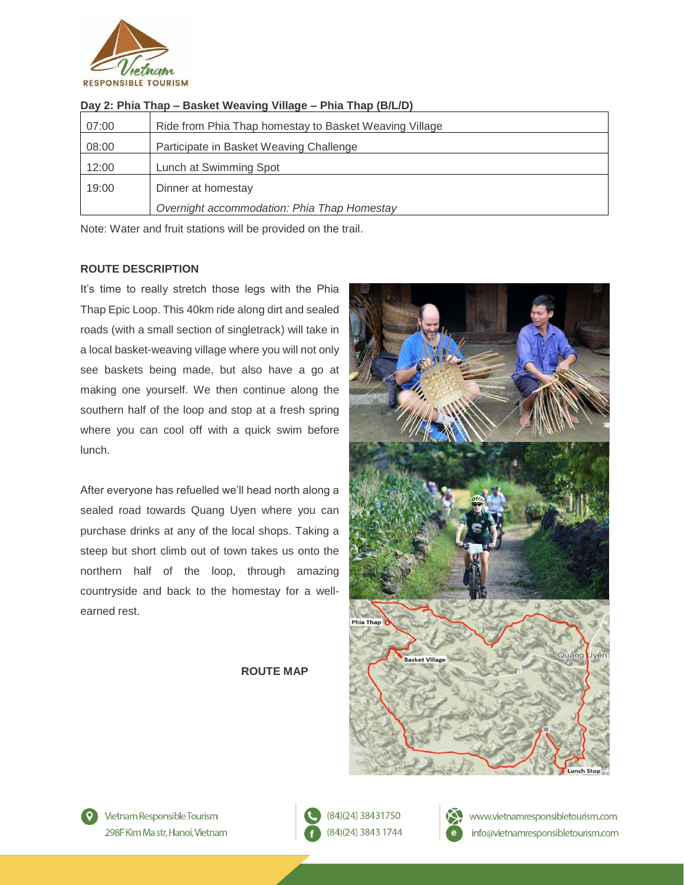**Day 2: Phia Thap – Basket Weaving Village – Phia Thap (B/L/D)**

| | |
|---|---|
| 07:00 | Ride from Phia Thap homestay to Basket Weaving Village |
| 08:00 | Participate in Basket Weaving Challenge |
| 12:00 | Lunch at Swimming Spot |
| 19:00 | Dinner at homestay<br>*Overnight accommodation: Phia Thap Homestay* |

Note: Water and fruit stations will be provided on the trail.

**ROUTE DESCRIPTION**

It's time to really stretch those legs with the Phia Thap Epic Loop. This 40km ride along dirt and sealed roads (with a small section of singletrack) will take in a local basket-weaving village where you will not only see baskets being made, but also have a go at making one yourself. We then continue along the southern half of the loop and stop at a fresh spring where you can cool off with a quick swim before lunch.

After everyone has refuelled we'll head north along a sealed road towards Quang Uyen where you can purchase drinks at any of the local shops. Taking a steep but short climb out of town takes us onto the northern half of the loop, through amazing countryside and back to the homestay for a well-earned rest.

**ROUTE MAP**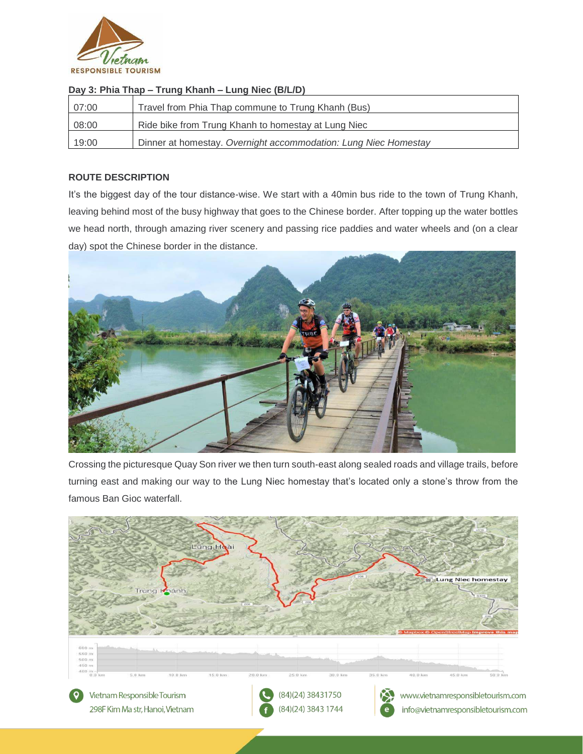**Day 3: Phia Thap – Trung Khanh – Lung Niec (B/L/D)**

| | |
|---|---|
| 07:00 | Travel from Phia Thap commune to Trung Khanh (Bus) |
| 08:00 | Ride bike from Trung Khanh to homestay at Lung Niec |
| 19:00 | Dinner at homestay. *Overnight accommodation: Lung Niec Homestay* |

**ROUTE DESCRIPTION**

It's the biggest day of the tour distance-wise. We start with a 40min bus ride to the town of Trung Khanh, leaving behind most of the busy highway that goes to the Chinese border. After topping up the water bottles we head north, through amazing river scenery and passing rice paddies and water wheels and (on a clear day) spot the Chinese border in the distance.

Crossing the picturesque Quay Son river we then turn south-east along sealed roads and village trails, before turning east and making our way to the Lung Niec homestay that's located only a stone's throw from the famous Ban Gioc waterfall.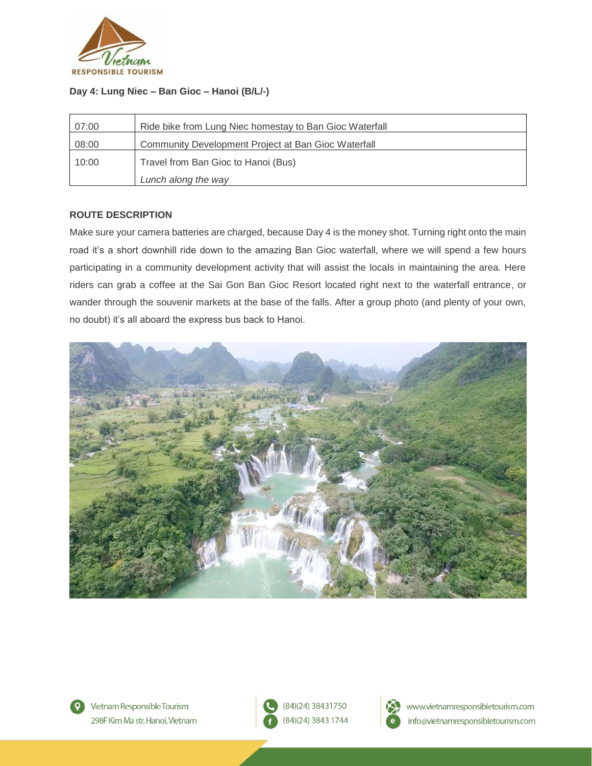**Day 4: Lung Niec – Ban Gioc – Hanoi (B/L/-)**

| | |
|---|---|
| 07:00 | Ride bike from Lung Niec homestay to Ban Gioc Waterfall |
| 08:00 | Community Development Project at Ban Gioc Waterfall |
| 10:00 | Travel from Ban Gioc to Hanoi (Bus)<br>*Lunch along the way* |

**ROUTE DESCRIPTION**

Make sure your camera batteries are charged, because Day 4 is the money shot. Turning right onto the main road it's a short downhill ride down to the amazing Ban Gioc waterfall, where we will spend a few hours participating in a community development activity that will assist the locals in maintaining the area. Here riders can grab a coffee at the Sai Gon Ban Gioc Resort located right next to the waterfall entrance, or wander through the souvenir markets at the base of the falls. After a group photo (and plenty of your own, no doubt) it's all aboard the express bus back to Hanoi.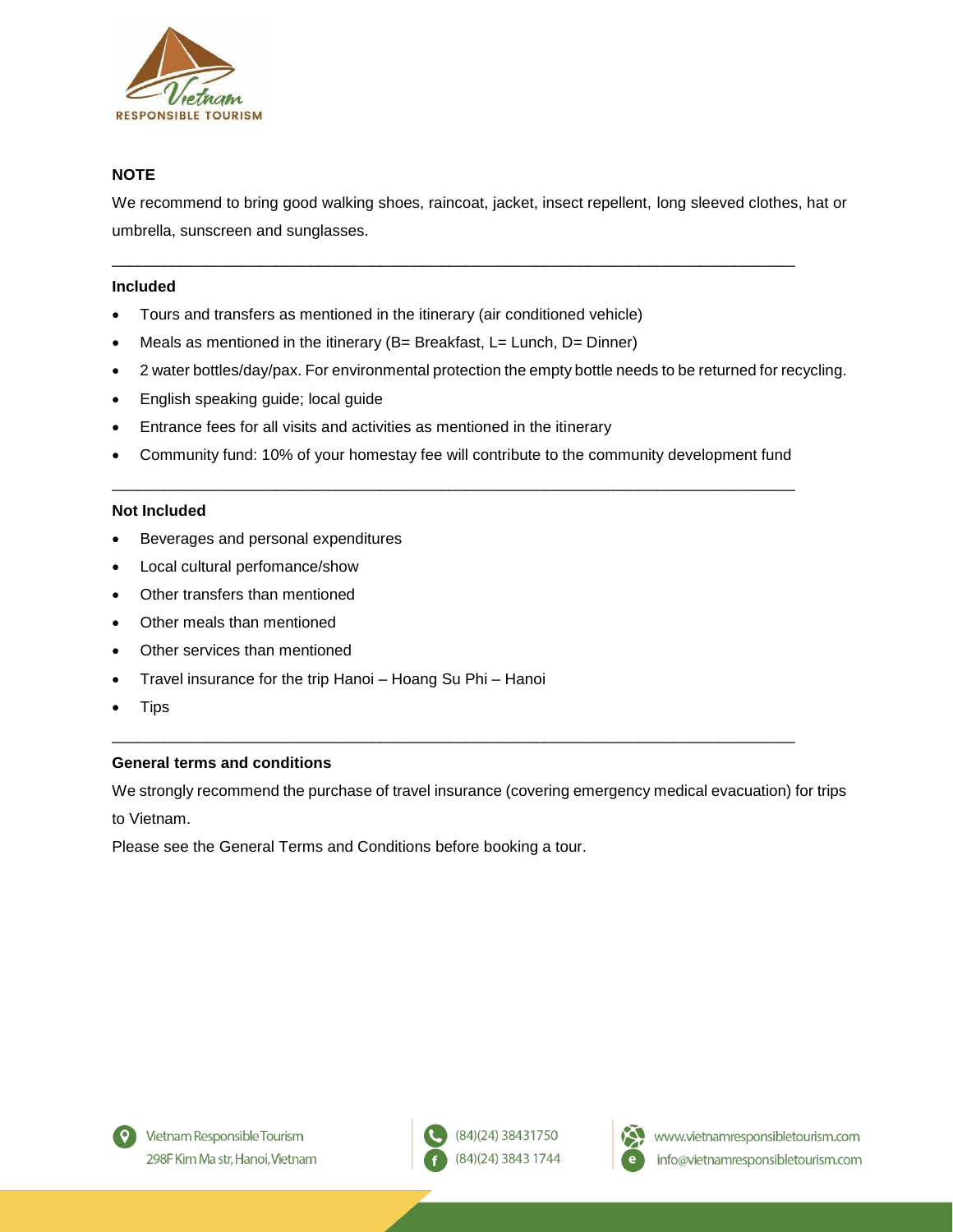## NOTE

We recommend to bring good walking shoes, raincoat, jacket, insect repellent, long sleeved clothes, hat or umbrella, sunscreen and sunglasses.

---

## Included

- Tours and transfers as mentioned in the itinerary (air conditioned vehicle)
- Meals as mentioned in the itinerary (B= Breakfast, L= Lunch, D= Dinner)
- 2 water bottles/day/pax. For environmental protection the empty bottle needs to be returned for recycling.
- English speaking guide; local guide
- Entrance fees for all visits and activities as mentioned in the itinerary
- Community fund: 10% of your homestay fee will contribute to the community development fund

---

## Not Included

- Beverages and personal expenditures
- Local cultural perfomance/show
- Other transfers than mentioned
- Other meals than mentioned
- Other services than mentioned
- Travel insurance for the trip Hanoi – Hoang Su Phi – Hanoi
- Tips

---

## General terms and conditions

We strongly recommend the purchase of travel insurance (covering emergency medical evacuation) for trips to Vietnam.

Please see the General Terms and Conditions before booking a tour.